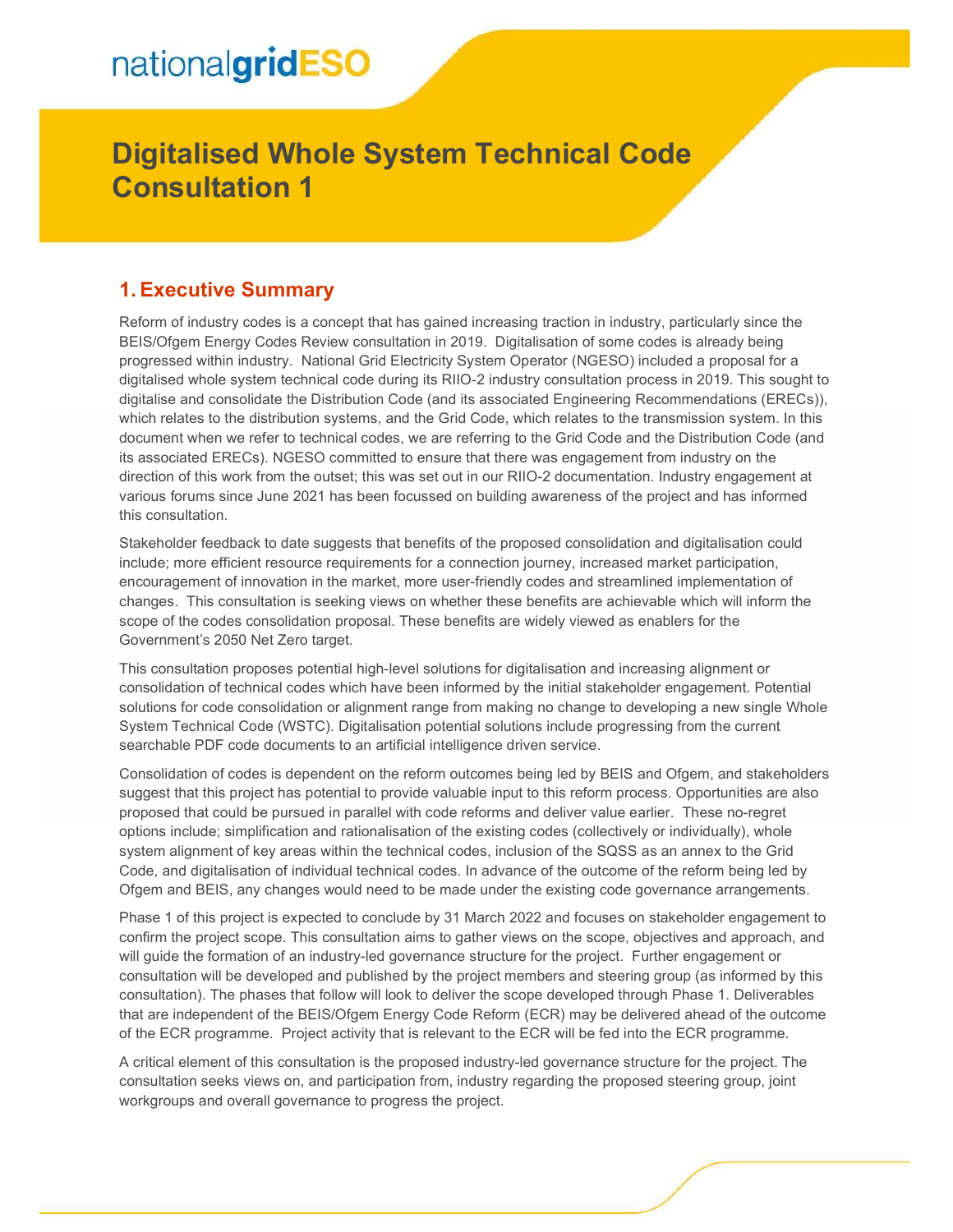nationalgridESO

# Digitalised Whole System Technical Code Consultation 1

## 1. Executive Summary

Reform of industry codes is a concept that has gained increasing traction in industry, particularly since the BEIS/Ofgem Energy Codes Review consultation in 2019. Digitalisation of some codes is already being progressed within industry. National Grid Electricity System Operator (NGESO) included a proposal for a digitalised whole system technical code during its RIIO-2 industry consultation process in 2019. This sought to digitalise and consolidate the Distribution Code (and its associated Engineering Recommendations (ERECs)), which relates to the distribution systems, and the Grid Code, which relates to the transmission system. In this document when we refer to technical codes, we are referring to the Grid Code and the Distribution Code (and its associated ERECs). NGESO committed to ensure that there was engagement from industry on the direction of this work from the outset; this was set out in our RIIO-2 documentation. Industry engagement at various forums since June 2021 has been focussed on building awareness of the project and has informed this consultation.

Stakeholder feedback to date suggests that benefits of the proposed consolidation and digitalisation could include; more efficient resource requirements for a connection journey, increased market participation, encouragement of innovation in the market, more user-friendly codes and streamlined implementation of changes. This consultation is seeking views on whether these benefits are achievable which will inform the scope of the codes consolidation proposal. These benefits are widely viewed as enablers for the Government's 2050 Net Zero target.

This consultation proposes potential high-level solutions for digitalisation and increasing alignment or consolidation of technical codes which have been informed by the initial stakeholder engagement. Potential solutions for code consolidation or alignment range from making no change to developing a new single Whole System Technical Code (WSTC). Digitalisation potential solutions include progressing from the current searchable PDF code documents to an artificial intelligence driven service.

Consolidation of codes is dependent on the reform outcomes being led by BEIS and Ofgem, and stakeholders suggest that this project has potential to provide valuable input to this reform process. Opportunities are also proposed that could be pursued in parallel with code reforms and deliver value earlier. These no-regret options include; simplification and rationalisation of the existing codes (collectively or individually), whole system alignment of key areas within the technical codes, inclusion of the SQSS as an annex to the Grid Code, and digitalisation of individual technical codes. In advance of the outcome of the reform being led by Ofgem and BEIS, any changes would need to be made under the existing code governance arrangements.

Phase 1 of this project is expected to conclude by 31 March 2022 and focuses on stakeholder engagement to confirm the project scope. This consultation aims to gather views on the scope, objectives and approach, and will guide the formation of an industry-led governance structure for the project. Further engagement or consultation will be developed and published by the project members and steering group (as informed by this consultation). The phases that follow will look to deliver the scope developed through Phase 1. Deliverables that are independent of the BEIS/Ofgem Energy Code Reform (ECR) may be delivered ahead of the outcome of the ECR programme. Project activity that is relevant to the ECR will be fed into the ECR programme.

A critical element of this consultation is the proposed industry-led governance structure for the project. The consultation seeks views on, and participation from, industry regarding the proposed steering group, joint workgroups and overall governance to progress the project.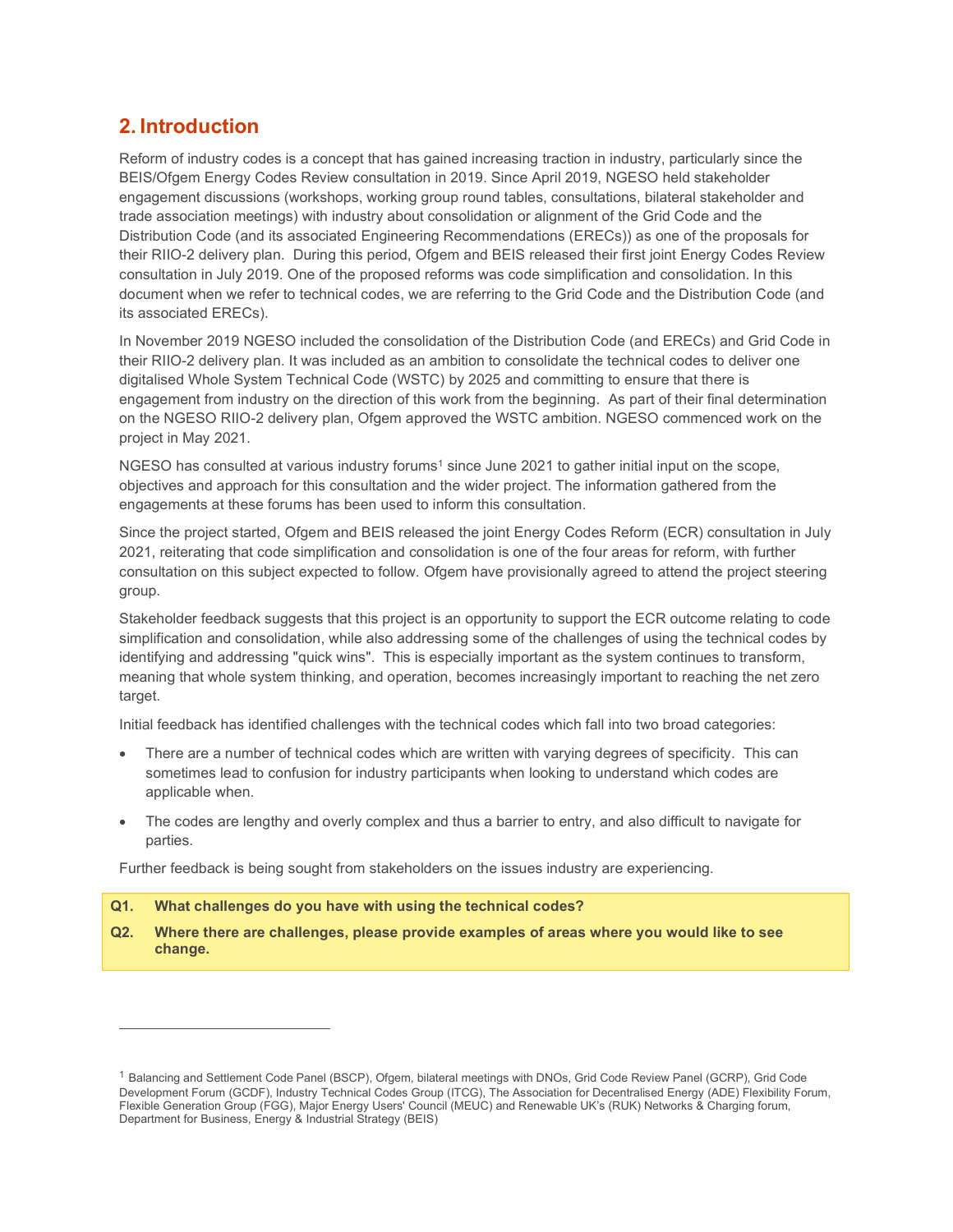## 2. Introduction

Reform of industry codes is a concept that has gained increasing traction in industry, particularly since the BEIS/Ofgem Energy Codes Review consultation in 2019. Since April 2019, NGESO held stakeholder engagement discussions (workshops, working group round tables, consultations, bilateral stakeholder and trade association meetings) with industry about consolidation or alignment of the Grid Code and the Distribution Code (and its associated Engineering Recommendations (ERECs)) as one of the proposals for their RIIO-2 delivery plan. During this period, Ofgem and BEIS released their first joint Energy Codes Review consultation in July 2019. One of the proposed reforms was code simplification and consolidation. In this document when we refer to technical codes, we are referring to the Grid Code and the Distribution Code (and its associated ERECs).

In November 2019 NGESO included the consolidation of the Distribution Code (and ERECs) and Grid Code in their RIIO-2 delivery plan. It was included as an ambition to consolidate the technical codes to deliver one digitalised Whole System Technical Code (WSTC) by 2025 and committing to ensure that there is engagement from industry on the direction of this work from the beginning. As part of their final determination on the NGESO RIIO-2 delivery plan, Ofgem approved the WSTC ambition. NGESO commenced work on the project in May 2021.

NGESO has consulted at various industry forums[1] since June 2021 to gather initial input on the scope, objectives and approach for this consultation and the wider project. The information gathered from the engagements at these forums has been used to inform this consultation.

Since the project started, Ofgem and BEIS released the joint Energy Codes Reform (ECR) consultation in July 2021, reiterating that code simplification and consolidation is one of the four areas for reform, with further consultation on this subject expected to follow. Ofgem have provisionally agreed to attend the project steering group.

Stakeholder feedback suggests that this project is an opportunity to support the ECR outcome relating to code simplification and consolidation, while also addressing some of the challenges of using the technical codes by identifying and addressing "quick wins". This is especially important as the system continues to transform, meaning that whole system thinking, and operation, becomes increasingly important to reaching the net zero target.

Initial feedback has identified challenges with the technical codes which fall into two broad categories:

- There are a number of technical codes which are written with varying degrees of specificity. This can sometimes lead to confusion for industry participants when looking to understand which codes are applicable when.
- The codes are lengthy and overly complex and thus a barrier to entry, and also difficult to navigate for parties.

Further feedback is being sought from stakeholders on the issues industry are experiencing.

**Q1. What challenges do you have with using the technical codes?**

**Q2. Where there are challenges, please provide examples of areas where you would like to see change.**

---

[1] Balancing and Settlement Code Panel (BSCP), Ofgem, bilateral meetings with DNOs, Grid Code Review Panel (GCRP), Grid Code Development Forum (GCDF), Industry Technical Codes Group (ITCG), The Association for Decentralised Energy (ADE) Flexibility Forum, Flexible Generation Group (FGG), Major Energy Users' Council (MEUC) and Renewable UK's (RUK) Networks & Charging forum, Department for Business, Energy & Industrial Strategy (BEIS)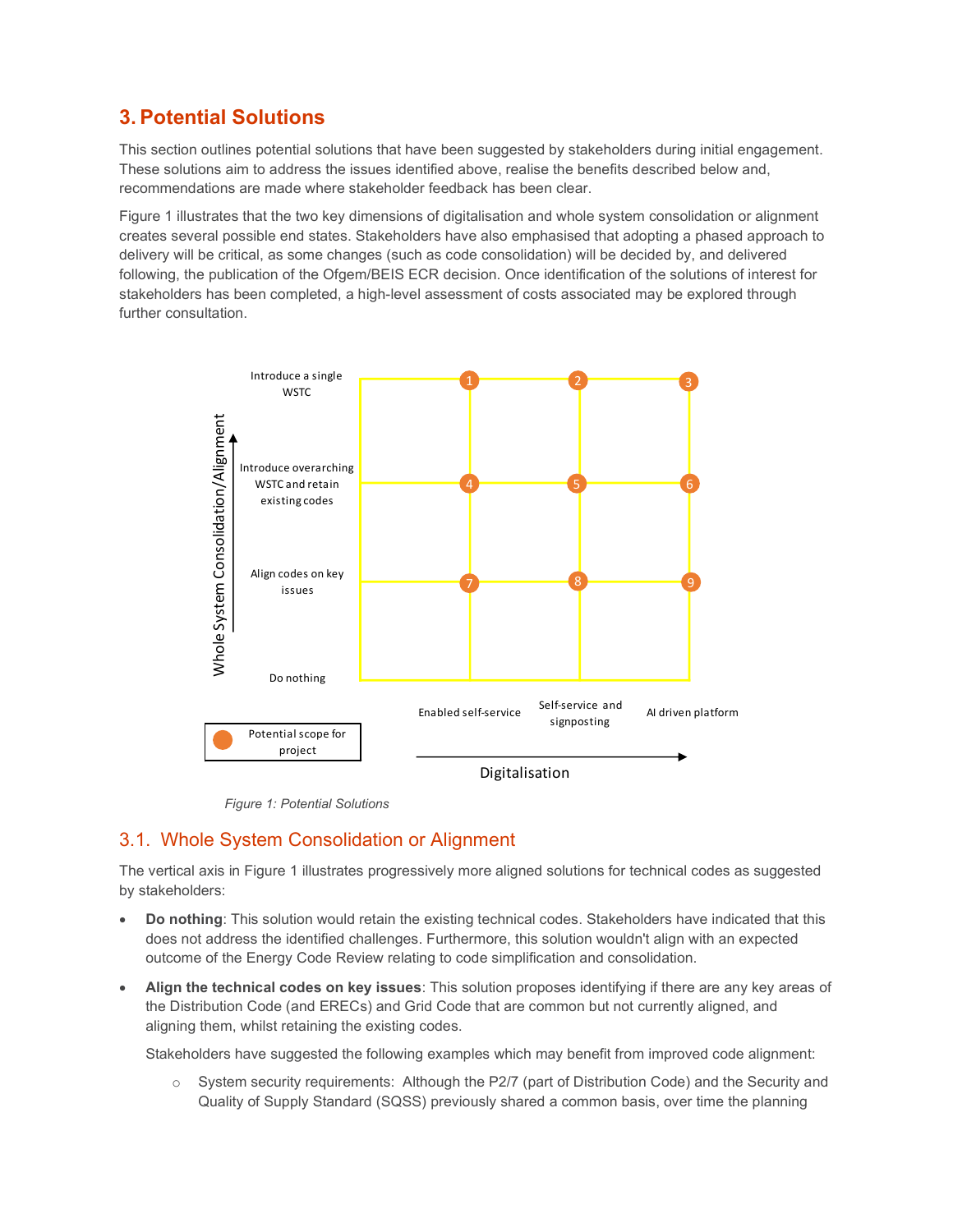# 3. Potential Solutions

This section outlines potential solutions that have been suggested by stakeholders during initial engagement. These solutions aim to address the issues identified above, realise the benefits described below and, recommendations are made where stakeholder feedback has been clear.

Figure 1 illustrates that the two key dimensions of digitalisation and whole system consolidation or alignment creates several possible end states. Stakeholders have also emphasised that adopting a phased approach to delivery will be critical, as some changes (such as code consolidation) will be decided by, and delivered following, the publication of the Ofgem/BEIS ECR decision. Once identification of the solutions of interest for stakeholders has been completed, a high-level assessment of costs associated may be explored through further consultation.

| Whole System Consolidation/Alignment | Enabled self-service | Self-service and signposting | AI driven platform |
| --- | --- | --- | --- |
| Introduce a single WSTC | 1 | 2 | 3 |
| Introduce overarching WSTC and retain existing codes | 4 | 5 | 6 |
| Align codes on key issues | 7 | 8 | 9 |
| Do nothing | | | |

Digitalisation →

● Potential scope for project

*Figure 1: Potential Solutions*

## 3.1. Whole System Consolidation or Alignment

The vertical axis in Figure 1 illustrates progressively more aligned solutions for technical codes as suggested by stakeholders:

- **Do nothing**: This solution would retain the existing technical codes. Stakeholders have indicated that this does not address the identified challenges. Furthermore, this solution wouldn't align with an expected outcome of the Energy Code Review relating to code simplification and consolidation.
- **Align the technical codes on key issues**: This solution proposes identifying if there are any key areas of the Distribution Code (and ERECs) and Grid Code that are common but not currently aligned, and aligning them, whilst retaining the existing codes.

  Stakeholders have suggested the following examples which may benefit from improved code alignment:

  - System security requirements: Although the P2/7 (part of Distribution Code) and the Security and Quality of Supply Standard (SQSS) previously shared a common basis, over time the planning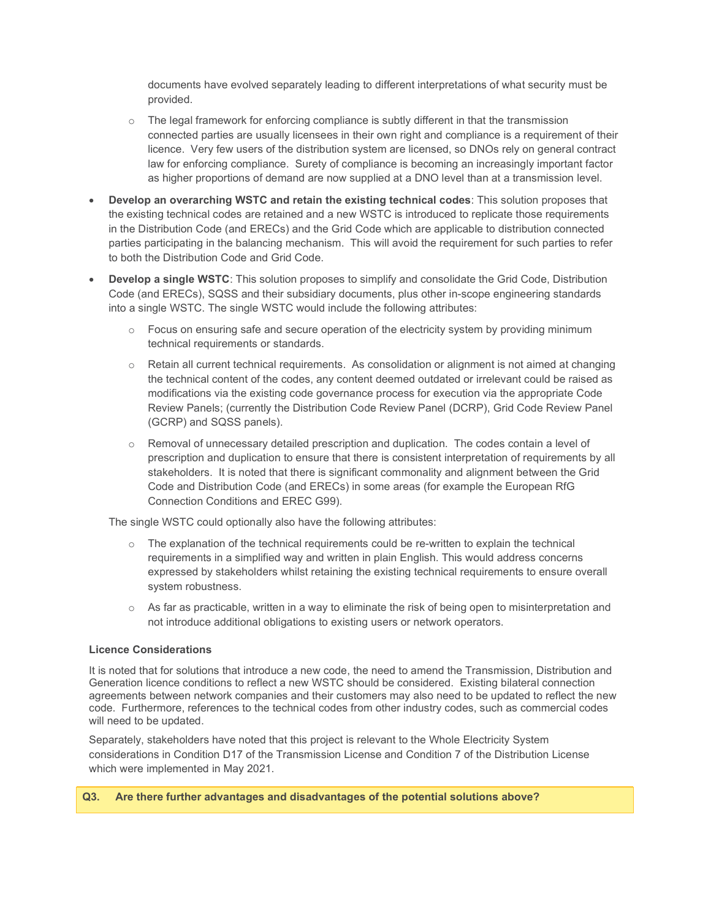documents have evolved separately leading to different interpretations of what security must be provided.

    - The legal framework for enforcing compliance is subtly different in that the transmission connected parties are usually licensees in their own right and compliance is a requirement of their licence. Very few users of the distribution system are licensed, so DNOs rely on general contract law for enforcing compliance. Surety of compliance is becoming an increasingly important factor as higher proportions of demand are now supplied at a DNO level than at a transmission level.

- **Develop an overarching WSTC and retain the existing technical codes**: This solution proposes that the existing technical codes are retained and a new WSTC is introduced to replicate those requirements in the Distribution Code (and ERECs) and the Grid Code which are applicable to distribution connected parties participating in the balancing mechanism. This will avoid the requirement for such parties to refer to both the Distribution Code and Grid Code.

- **Develop a single WSTC**: This solution proposes to simplify and consolidate the Grid Code, Distribution Code (and ERECs), SQSS and their subsidiary documents, plus other in-scope engineering standards into a single WSTC. The single WSTC would include the following attributes:

    - Focus on ensuring safe and secure operation of the electricity system by providing minimum technical requirements or standards.
    - Retain all current technical requirements. As consolidation or alignment is not aimed at changing the technical content of the codes, any content deemed outdated or irrelevant could be raised as modifications via the existing code governance process for execution via the appropriate Code Review Panels; (currently the Distribution Code Review Panel (DCRP), Grid Code Review Panel (GCRP) and SQSS panels).
    - Removal of unnecessary detailed prescription and duplication. The codes contain a level of prescription and duplication to ensure that there is consistent interpretation of requirements by all stakeholders. It is noted that there is significant commonality and alignment between the Grid Code and Distribution Code (and ERECs) in some areas (for example the European RfG Connection Conditions and EREC G99).

  The single WSTC could optionally also have the following attributes:

    - The explanation of the technical requirements could be re-written to explain the technical requirements in a simplified way and written in plain English. This would address concerns expressed by stakeholders whilst retaining the existing technical requirements to ensure overall system robustness.
    - As far as practicable, written in a way to eliminate the risk of being open to misinterpretation and not introduce additional obligations to existing users or network operators.

**Licence Considerations**

It is noted that for solutions that introduce a new code, the need to amend the Transmission, Distribution and Generation licence conditions to reflect a new WSTC should be considered. Existing bilateral connection agreements between network companies and their customers may also need to be updated to reflect the new code. Furthermore, references to the technical codes from other industry codes, such as commercial codes will need to be updated.

Separately, stakeholders have noted that this project is relevant to the Whole Electricity System considerations in Condition D17 of the Transmission License and Condition 7 of the Distribution License which were implemented in May 2021.

**Q3. Are there further advantages and disadvantages of the potential solutions above?**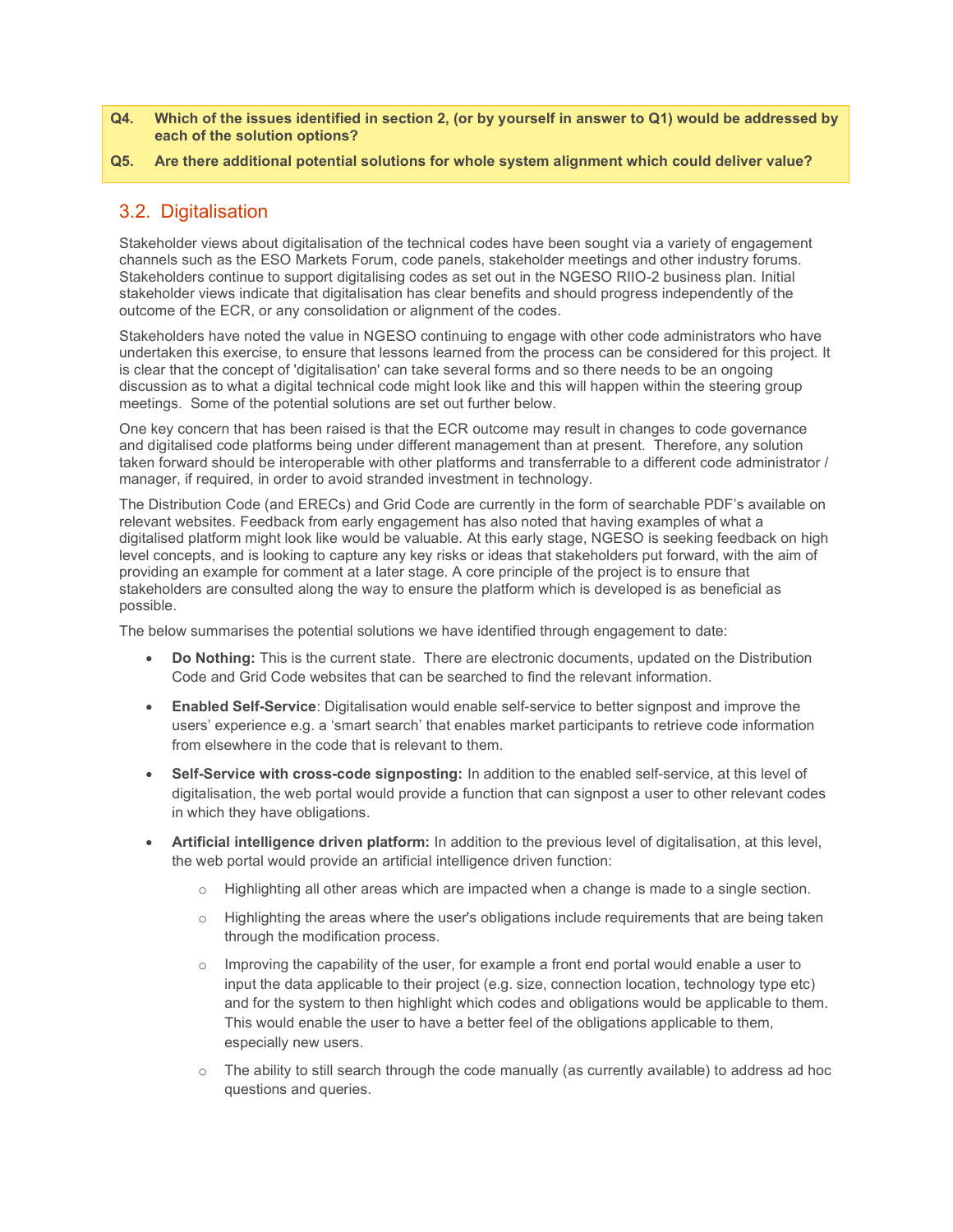**Q4. Which of the issues identified in section 2, (or by yourself in answer to Q1) would be addressed by each of the solution options?**

**Q5. Are there additional potential solutions for whole system alignment which could deliver value?**

## 3.2. Digitalisation

Stakeholder views about digitalisation of the technical codes have been sought via a variety of engagement channels such as the ESO Markets Forum, code panels, stakeholder meetings and other industry forums. Stakeholders continue to support digitalising codes as set out in the NGESO RIIO-2 business plan. Initial stakeholder views indicate that digitalisation has clear benefits and should progress independently of the outcome of the ECR, or any consolidation or alignment of the codes.

Stakeholders have noted the value in NGESO continuing to engage with other code administrators who have undertaken this exercise, to ensure that lessons learned from the process can be considered for this project. It is clear that the concept of 'digitalisation' can take several forms and so there needs to be an ongoing discussion as to what a digital technical code might look like and this will happen within the steering group meetings. Some of the potential solutions are set out further below.

One key concern that has been raised is that the ECR outcome may result in changes to code governance and digitalised code platforms being under different management than at present. Therefore, any solution taken forward should be interoperable with other platforms and transferrable to a different code administrator / manager, if required, in order to avoid stranded investment in technology.

The Distribution Code (and ERECs) and Grid Code are currently in the form of searchable PDF's available on relevant websites. Feedback from early engagement has also noted that having examples of what a digitalised platform might look like would be valuable. At this early stage, NGESO is seeking feedback on high level concepts, and is looking to capture any key risks or ideas that stakeholders put forward, with the aim of providing an example for comment at a later stage. A core principle of the project is to ensure that stakeholders are consulted along the way to ensure the platform which is developed is as beneficial as possible.

The below summarises the potential solutions we have identified through engagement to date:

- **Do Nothing:** This is the current state. There are electronic documents, updated on the Distribution Code and Grid Code websites that can be searched to find the relevant information.
- **Enabled Self-Service**: Digitalisation would enable self-service to better signpost and improve the users' experience e.g. a 'smart search' that enables market participants to retrieve code information from elsewhere in the code that is relevant to them.
- **Self-Service with cross-code signposting:** In addition to the enabled self-service, at this level of digitalisation, the web portal would provide a function that can signpost a user to other relevant codes in which they have obligations.
- **Artificial intelligence driven platform:** In addition to the previous level of digitalisation, at this level, the web portal would provide an artificial intelligence driven function:
  - Highlighting all other areas which are impacted when a change is made to a single section.
  - Highlighting the areas where the user's obligations include requirements that are being taken through the modification process.
  - Improving the capability of the user, for example a front end portal would enable a user to input the data applicable to their project (e.g. size, connection location, technology type etc) and for the system to then highlight which codes and obligations would be applicable to them. This would enable the user to have a better feel of the obligations applicable to them, especially new users.
  - The ability to still search through the code manually (as currently available) to address ad hoc questions and queries.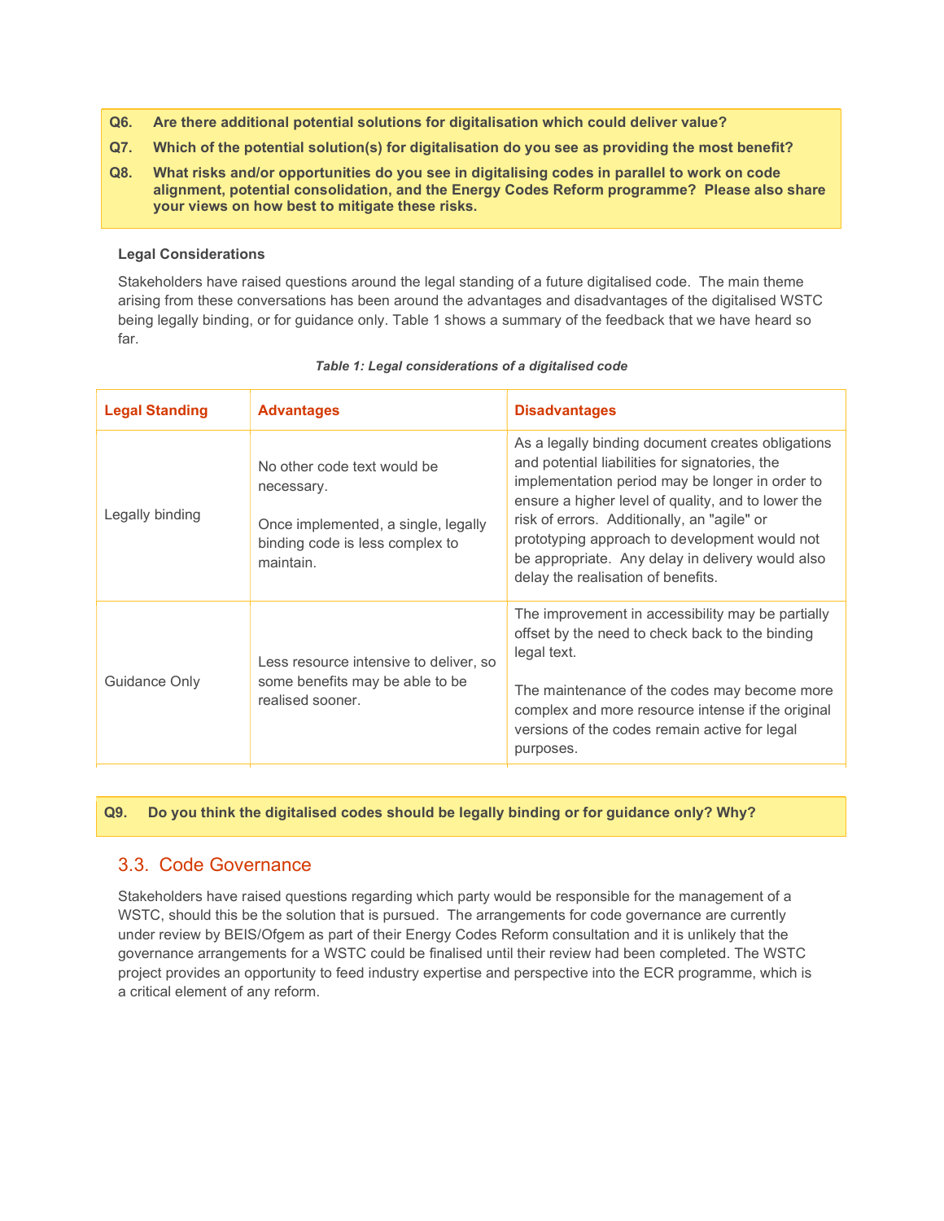**Q6. Are there additional potential solutions for digitalisation which could deliver value?**

**Q7. Which of the potential solution(s) for digitalisation do you see as providing the most benefit?**

**Q8. What risks and/or opportunities do you see in digitalising codes in parallel to work on code alignment, potential consolidation, and the Energy Codes Reform programme? Please also share your views on how best to mitigate these risks.**

**Legal Considerations**

Stakeholders have raised questions around the legal standing of a future digitalised code. The main theme arising from these conversations has been around the advantages and disadvantages of the digitalised WSTC being legally binding, or for guidance only. Table 1 shows a summary of the feedback that we have heard so far.

***Table 1: Legal considerations of a digitalised code***

| Legal Standing | Advantages | Disadvantages |
| --- | --- | --- |
| Legally binding | No other code text would be necessary.<br><br>Once implemented, a single, legally binding code is less complex to maintain. | As a legally binding document creates obligations and potential liabilities for signatories, the implementation period may be longer in order to ensure a higher level of quality, and to lower the risk of errors. Additionally, an "agile" or prototyping approach to development would not be appropriate. Any delay in delivery would also delay the realisation of benefits. |
| Guidance Only | Less resource intensive to deliver, so some benefits may be able to be realised sooner. | The improvement in accessibility may be partially offset by the need to check back to the binding legal text.<br><br>The maintenance of the codes may become more complex and more resource intense if the original versions of the codes remain active for legal purposes. |

**Q9. Do you think the digitalised codes should be legally binding or for guidance only? Why?**

## 3.3. Code Governance

Stakeholders have raised questions regarding which party would be responsible for the management of a WSTC, should this be the solution that is pursued. The arrangements for code governance are currently under review by BEIS/Ofgem as part of their Energy Codes Reform consultation and it is unlikely that the governance arrangements for a WSTC could be finalised until their review had been completed. The WSTC project provides an opportunity to feed industry expertise and perspective into the ECR programme, which is a critical element of any reform.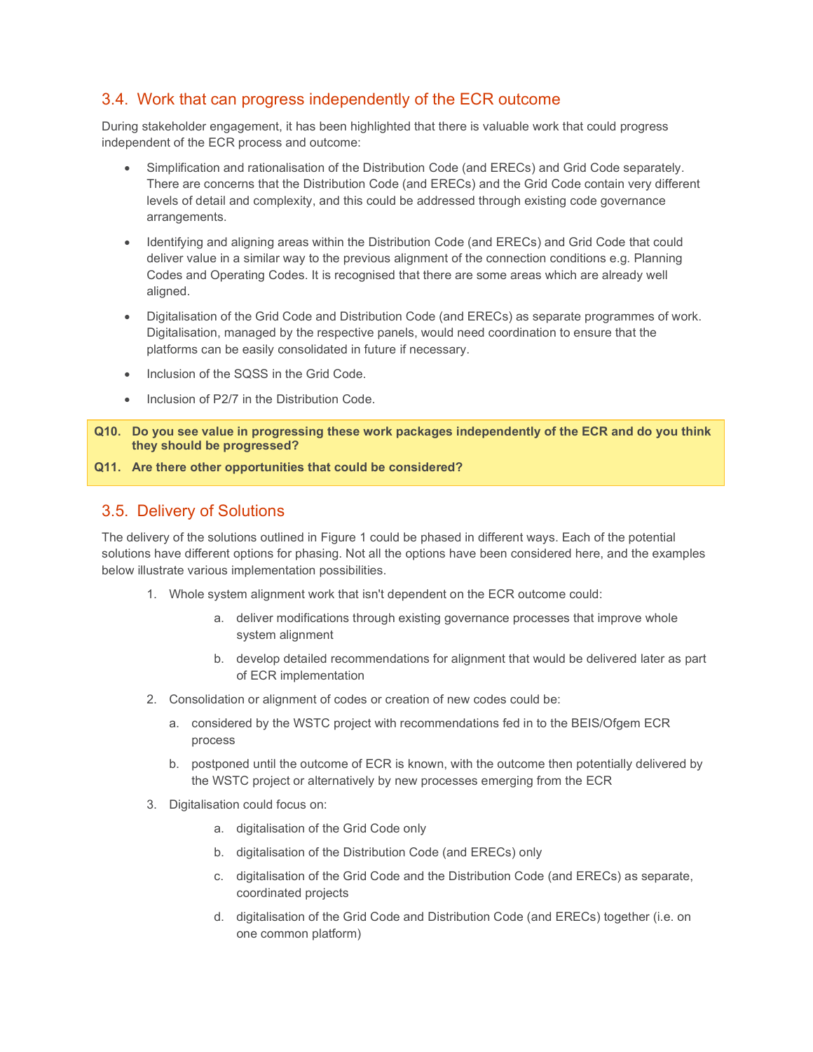## 3.4. Work that can progress independently of the ECR outcome

During stakeholder engagement, it has been highlighted that there is valuable work that could progress independent of the ECR process and outcome:

- Simplification and rationalisation of the Distribution Code (and ERECs) and Grid Code separately. There are concerns that the Distribution Code (and ERECs) and the Grid Code contain very different levels of detail and complexity, and this could be addressed through existing code governance arrangements.
- Identifying and aligning areas within the Distribution Code (and ERECs) and Grid Code that could deliver value in a similar way to the previous alignment of the connection conditions e.g. Planning Codes and Operating Codes. It is recognised that there are some areas which are already well aligned.
- Digitalisation of the Grid Code and Distribution Code (and ERECs) as separate programmes of work. Digitalisation, managed by the respective panels, would need coordination to ensure that the platforms can be easily consolidated in future if necessary.
- Inclusion of the SQSS in the Grid Code.
- Inclusion of P2/7 in the Distribution Code.

> **Q10. Do you see value in progressing these work packages independently of the ECR and do you think they should be progressed?**
>
> **Q11. Are there other opportunities that could be considered?**

## 3.5. Delivery of Solutions

The delivery of the solutions outlined in Figure 1 could be phased in different ways. Each of the potential solutions have different options for phasing. Not all the options have been considered here, and the examples below illustrate various implementation possibilities.

1. Whole system alignment work that isn't dependent on the ECR outcome could:
   a. deliver modifications through existing governance processes that improve whole system alignment
   b. develop detailed recommendations for alignment that would be delivered later as part of ECR implementation
2. Consolidation or alignment of codes or creation of new codes could be:
   a. considered by the WSTC project with recommendations fed in to the BEIS/Ofgem ECR process
   b. postponed until the outcome of ECR is known, with the outcome then potentially delivered by the WSTC project or alternatively by new processes emerging from the ECR
3. Digitalisation could focus on:
   a. digitalisation of the Grid Code only
   b. digitalisation of the Distribution Code (and ERECs) only
   c. digitalisation of the Grid Code and the Distribution Code (and ERECs) as separate, coordinated projects
   d. digitalisation of the Grid Code and Distribution Code (and ERECs) together (i.e. on one common platform)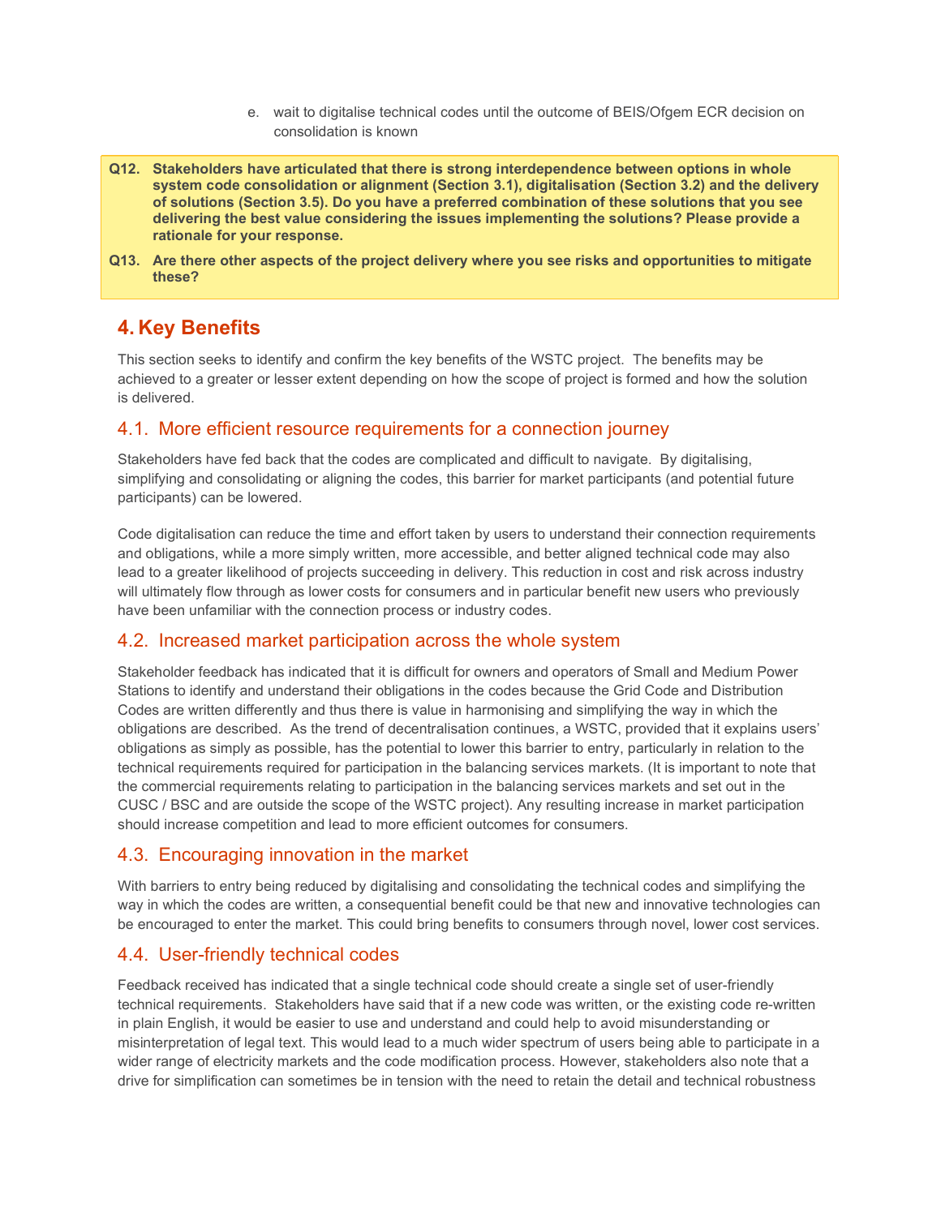e. wait to digitalise technical codes until the outcome of BEIS/Ofgem ECR decision on consolidation is known

**Q12. Stakeholders have articulated that there is strong interdependence between options in whole system code consolidation or alignment (Section 3.1), digitalisation (Section 3.2) and the delivery of solutions (Section 3.5). Do you have a preferred combination of these solutions that you see delivering the best value considering the issues implementing the solutions? Please provide a rationale for your response.**

**Q13. Are there other aspects of the project delivery where you see risks and opportunities to mitigate these?**

# 4. Key Benefits

This section seeks to identify and confirm the key benefits of the WSTC project. The benefits may be achieved to a greater or lesser extent depending on how the scope of project is formed and how the solution is delivered.

## 4.1. More efficient resource requirements for a connection journey

Stakeholders have fed back that the codes are complicated and difficult to navigate. By digitalising, simplifying and consolidating or aligning the codes, this barrier for market participants (and potential future participants) can be lowered.

Code digitalisation can reduce the time and effort taken by users to understand their connection requirements and obligations, while a more simply written, more accessible, and better aligned technical code may also lead to a greater likelihood of projects succeeding in delivery. This reduction in cost and risk across industry will ultimately flow through as lower costs for consumers and in particular benefit new users who previously have been unfamiliar with the connection process or industry codes.

## 4.2. Increased market participation across the whole system

Stakeholder feedback has indicated that it is difficult for owners and operators of Small and Medium Power Stations to identify and understand their obligations in the codes because the Grid Code and Distribution Codes are written differently and thus there is value in harmonising and simplifying the way in which the obligations are described. As the trend of decentralisation continues, a WSTC, provided that it explains users' obligations as simply as possible, has the potential to lower this barrier to entry, particularly in relation to the technical requirements required for participation in the balancing services markets. (It is important to note that the commercial requirements relating to participation in the balancing services markets and set out in the CUSC / BSC and are outside the scope of the WSTC project). Any resulting increase in market participation should increase competition and lead to more efficient outcomes for consumers.

## 4.3. Encouraging innovation in the market

With barriers to entry being reduced by digitalising and consolidating the technical codes and simplifying the way in which the codes are written, a consequential benefit could be that new and innovative technologies can be encouraged to enter the market. This could bring benefits to consumers through novel, lower cost services.

## 4.4. User-friendly technical codes

Feedback received has indicated that a single technical code should create a single set of user-friendly technical requirements. Stakeholders have said that if a new code was written, or the existing code re-written in plain English, it would be easier to use and understand and could help to avoid misunderstanding or misinterpretation of legal text. This would lead to a much wider spectrum of users being able to participate in a wider range of electricity markets and the code modification process. However, stakeholders also note that a drive for simplification can sometimes be in tension with the need to retain the detail and technical robustness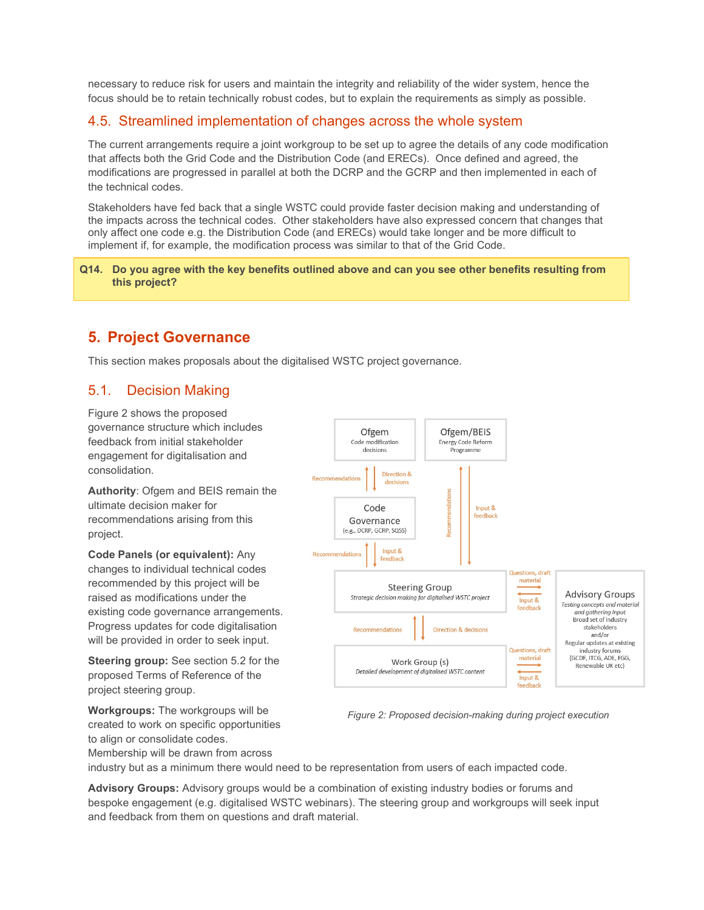necessary to reduce risk for users and maintain the integrity and reliability of the wider system, hence the focus should be to retain technically robust codes, but to explain the requirements as simply as possible.

### 4.5. Streamlined implementation of changes across the whole system

The current arrangements require a joint workgroup to be set up to agree the details of any code modification that affects both the Grid Code and the Distribution Code (and ERECs). Once defined and agreed, the modifications are progressed in parallel at both the DCRP and the GCRP and then implemented in each of the technical codes.

Stakeholders have fed back that a single WSTC could provide faster decision making and understanding of the impacts across the technical codes. Other stakeholders have also expressed concern that changes that only affect one code e.g. the Distribution Code (and ERECs) would take longer and be more difficult to implement if, for example, the modification process was similar to that of the Grid Code.

**Q14. Do you agree with the key benefits outlined above and can you see other benefits resulting from this project?**

## 5. Project Governance

This section makes proposals about the digitalised WSTC project governance.

### 5.1. Decision Making

Figure 2 shows the proposed governance structure which includes feedback from initial stakeholder engagement for digitalisation and consolidation.

**Authority**: Ofgem and BEIS remain the ultimate decision maker for recommendations arising from this project.

**Code Panels (or equivalent):** Any changes to individual technical codes recommended by this project will be raised as modifications under the existing code governance arrangements. Progress updates for code digitalisation will be provided in order to seek input.

**Steering group:** See section 5.2 for the proposed Terms of Reference of the project steering group.

**Workgroups:** The workgroups will be created to work on specific opportunities to align or consolidate codes. Membership will be drawn from across industry but as a minimum there would need to be representation from users of each impacted code.

*Figure 2: Proposed decision-making during project execution*

**Advisory Groups:** Advisory groups would be a combination of existing industry bodies or forums and bespoke engagement (e.g. digitalised WSTC webinars). The steering group and workgroups will seek input and feedback from them on questions and draft material.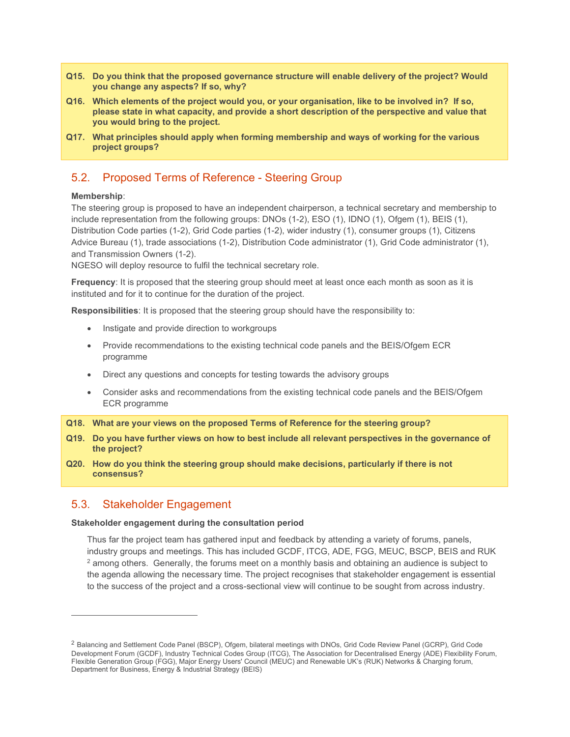**Q15. Do you think that the proposed governance structure will enable delivery of the project? Would you change any aspects? If so, why?**

**Q16. Which elements of the project would you, or your organisation, like to be involved in? If so, please state in what capacity, and provide a short description of the perspective and value that you would bring to the project.**

**Q17. What principles should apply when forming membership and ways of working for the various project groups?**

## 5.2. Proposed Terms of Reference - Steering Group

**Membership**:
The steering group is proposed to have an independent chairperson, a technical secretary and membership to include representation from the following groups: DNOs (1-2), ESO (1), IDNO (1), Ofgem (1), BEIS (1), Distribution Code parties (1-2), Grid Code parties (1-2), wider industry (1), consumer groups (1), Citizens Advice Bureau (1), trade associations (1-2), Distribution Code administrator (1), Grid Code administrator (1), and Transmission Owners (1-2).
NGESO will deploy resource to fulfil the technical secretary role.

**Frequency**: It is proposed that the steering group should meet at least once each month as soon as it is instituted and for it to continue for the duration of the project.

**Responsibilities**: It is proposed that the steering group should have the responsibility to:

- Instigate and provide direction to workgroups
- Provide recommendations to the existing technical code panels and the BEIS/Ofgem ECR programme
- Direct any questions and concepts for testing towards the advisory groups
- Consider asks and recommendations from the existing technical code panels and the BEIS/Ofgem ECR programme

**Q18. What are your views on the proposed Terms of Reference for the steering group?**

**Q19. Do you have further views on how to best include all relevant perspectives in the governance of the project?**

**Q20. How do you think the steering group should make decisions, particularly if there is not consensus?**

## 5.3. Stakeholder Engagement

**Stakeholder engagement during the consultation period**

Thus far the project team has gathered input and feedback by attending a variety of forums, panels, industry groups and meetings. This has included GCDF, ITCG, ADE, FGG, MEUC, BSCP, BEIS and RUK [2] among others. Generally, the forums meet on a monthly basis and obtaining an audience is subject to the agenda allowing the necessary time. The project recognises that stakeholder engagement is essential to the success of the project and a cross-sectional view will continue to be sought from across industry.

---

[2] Balancing and Settlement Code Panel (BSCP), Ofgem, bilateral meetings with DNOs, Grid Code Review Panel (GCRP), Grid Code Development Forum (GCDF), Industry Technical Codes Group (ITCG), The Association for Decentralised Energy (ADE) Flexibility Forum, Flexible Generation Group (FGG), Major Energy Users' Council (MEUC) and Renewable UK's (RUK) Networks & Charging forum, Department for Business, Energy & Industrial Strategy (BEIS)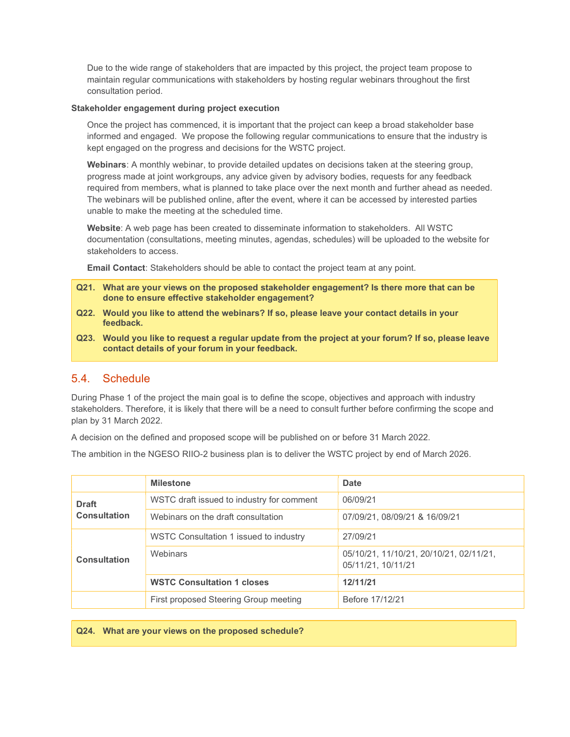Due to the wide range of stakeholders that are impacted by this project, the project team propose to maintain regular communications with stakeholders by hosting regular webinars throughout the first consultation period.

**Stakeholder engagement during project execution**

Once the project has commenced, it is important that the project can keep a broad stakeholder base informed and engaged. We propose the following regular communications to ensure that the industry is kept engaged on the progress and decisions for the WSTC project.

**Webinars**: A monthly webinar, to provide detailed updates on decisions taken at the steering group, progress made at joint workgroups, any advice given by advisory bodies, requests for any feedback required from members, what is planned to take place over the next month and further ahead as needed. The webinars will be published online, after the event, where it can be accessed by interested parties unable to make the meeting at the scheduled time.

**Website**: A web page has been created to disseminate information to stakeholders. All WSTC documentation (consultations, meeting minutes, agendas, schedules) will be uploaded to the website for stakeholders to access.

**Email Contact**: Stakeholders should be able to contact the project team at any point.

> **Q21. What are your views on the proposed stakeholder engagement? Is there more that can be done to ensure effective stakeholder engagement?**
>
> **Q22. Would you like to attend the webinars? If so, please leave your contact details in your feedback.**
>
> **Q23. Would you like to request a regular update from the project at your forum? If so, please leave contact details of your forum in your feedback.**

## 5.4. Schedule

During Phase 1 of the project the main goal is to define the scope, objectives and approach with industry stakeholders. Therefore, it is likely that there will be a need to consult further before confirming the scope and plan by 31 March 2022.

A decision on the defined and proposed scope will be published on or before 31 March 2022.

The ambition in the NGESO RIIO-2 business plan is to deliver the WSTC project by end of March 2026.

| | Milestone | Date |
|---|---|---|
| **Draft Consultation** | WSTC draft issued to industry for comment | 06/09/21 |
| | Webinars on the draft consultation | 07/09/21, 08/09/21 & 16/09/21 |
| **Consultation** | WSTC Consultation 1 issued to industry | 27/09/21 |
| | Webinars | 05/10/21, 11/10/21, 20/10/21, 02/11/21, 05/11/21, 10/11/21 |
| | **WSTC Consultation 1 closes** | **12/11/21** |
| | First proposed Steering Group meeting | Before 17/12/21 |

> **Q24. What are your views on the proposed schedule?**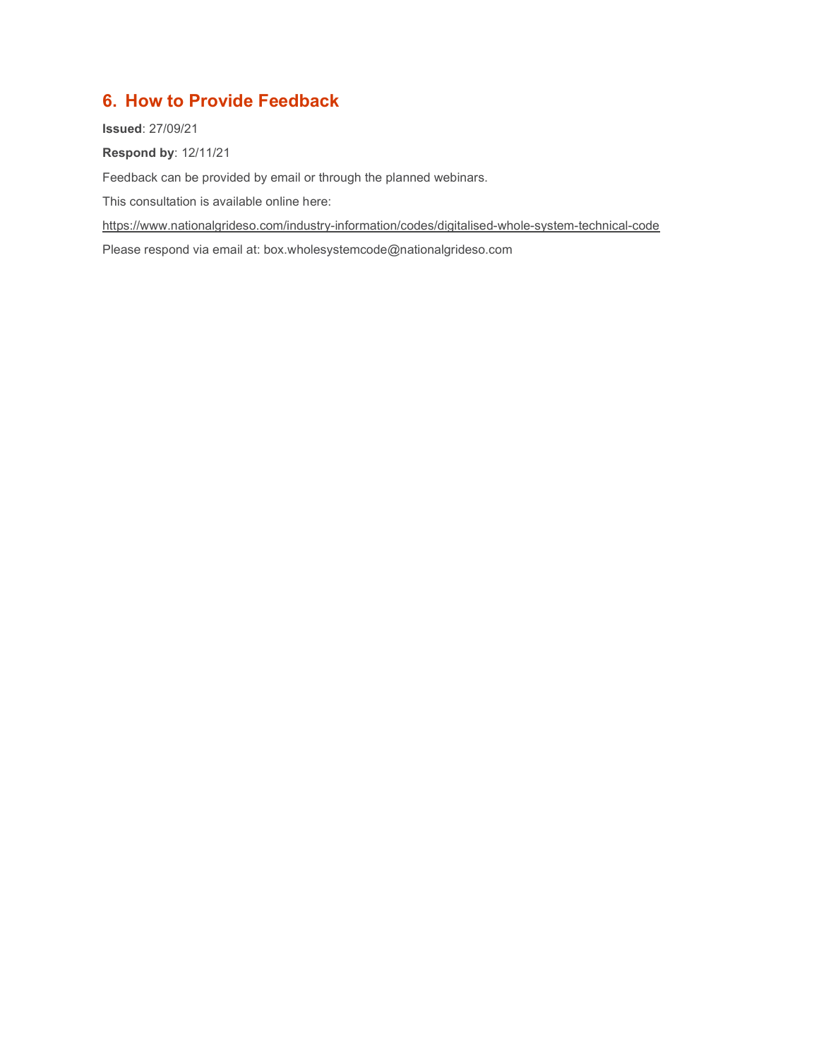## 6. How to Provide Feedback

**Issued**: 27/09/21

**Respond by**: 12/11/21

Feedback can be provided by email or through the planned webinars.

This consultation is available online here:

https://www.nationalgrideso.com/industry-information/codes/digitalised-whole-system-technical-code

Please respond via email at: box.wholesystemcode@nationalgrideso.com